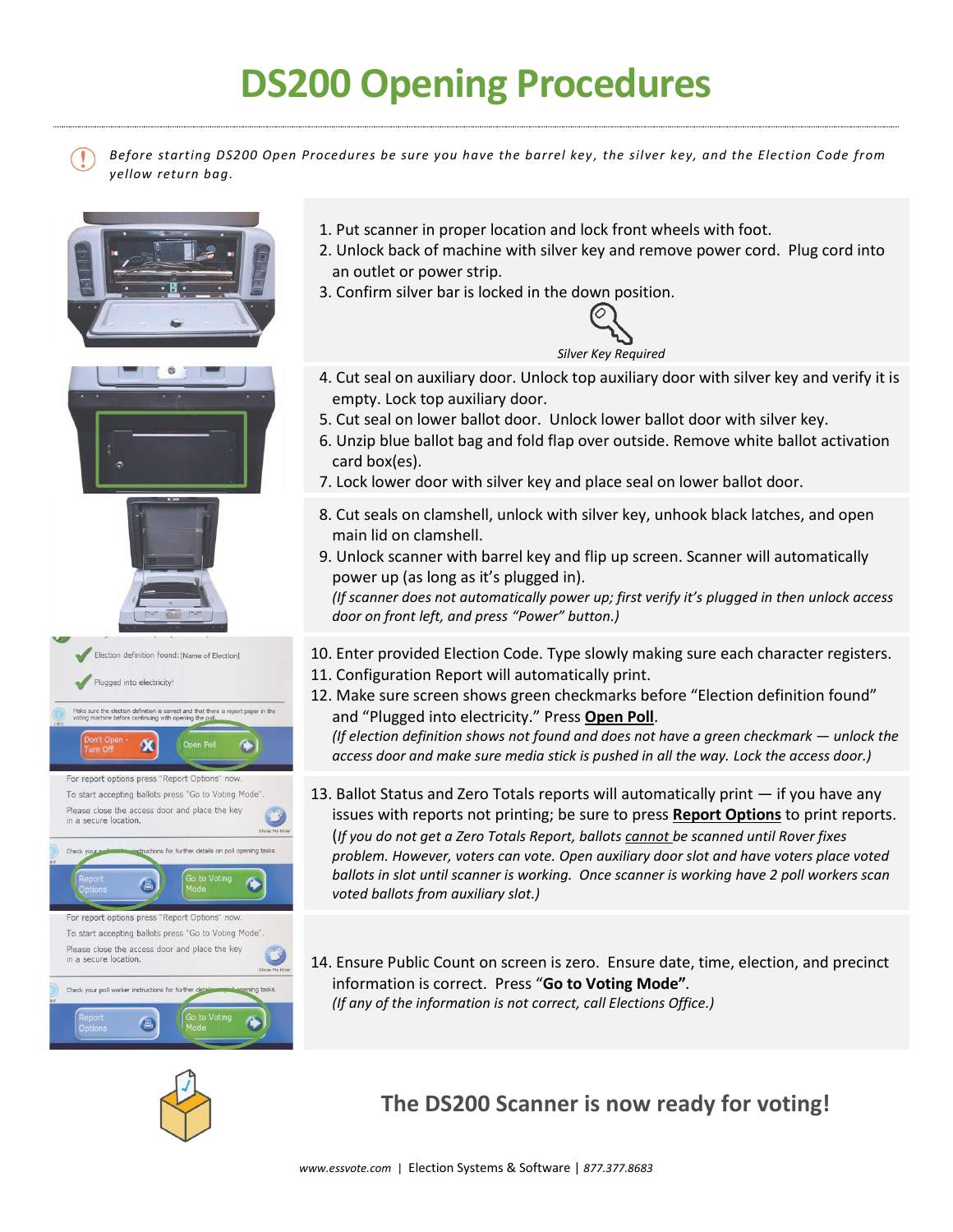# DS200 Opening Procedures

*Before starting DS200 Open Procedures be sure you have the barrel key, the silver key, and the Election Code from yellow return bag.*

1. Put scanner in proper location and lock front wheels with foot.
2. Unlock back of machine with silver key and remove power cord. Plug cord into an outlet or power strip.
3. Confirm silver bar is locked in the down position.

*Silver Key Required*

4. Cut seal on auxiliary door. Unlock top auxiliary door with silver key and verify it is empty. Lock top auxiliary door.
5. Cut seal on lower ballot door. Unlock lower ballot door with silver key.
6. Unzip blue ballot bag and fold flap over outside. Remove white ballot activation card box(es).
7. Lock lower door with silver key and place seal on lower ballot door.

8. Cut seals on clamshell, unlock with silver key, unhook black latches, and open main lid on clamshell.
9. Unlock scanner with barrel key and flip up screen. Scanner will automatically power up (as long as it's plugged in).
   *(If scanner does not automatically power up; first verify it's plugged in then unlock access door on front left, and press "Power" button.)*

10. Enter provided Election Code. Type slowly making sure each character registers.
11. Configuration Report will automatically print.
12. Make sure screen shows green checkmarks before "Election definition found" and "Plugged into electricity." Press **Open Poll**.
    *(If election definition shows not found and does not have a green checkmark — unlock the access door and make sure media stick is pushed in all the way. Lock the access door.)*

13. Ballot Status and Zero Totals reports will automatically print — if you have any issues with reports not printing; be sure to press **Report Options** to print reports.
    *(If you do not get a Zero Totals Report, ballots cannot be scanned until Rover fixes problem. However, voters can vote. Open auxiliary door slot and have voters place voted ballots in slot until scanner is working. Once scanner is working have 2 poll workers scan voted ballots from auxiliary slot.)*

14. Ensure Public Count on screen is zero. Ensure date, time, election, and precinct information is correct. Press "**Go to Voting Mode**".
    *(If any of the information is not correct, call Elections Office.)*

## The DS200 Scanner is now ready for voting!

*www.essvote.com* | Election Systems & Software | *877.377.8683*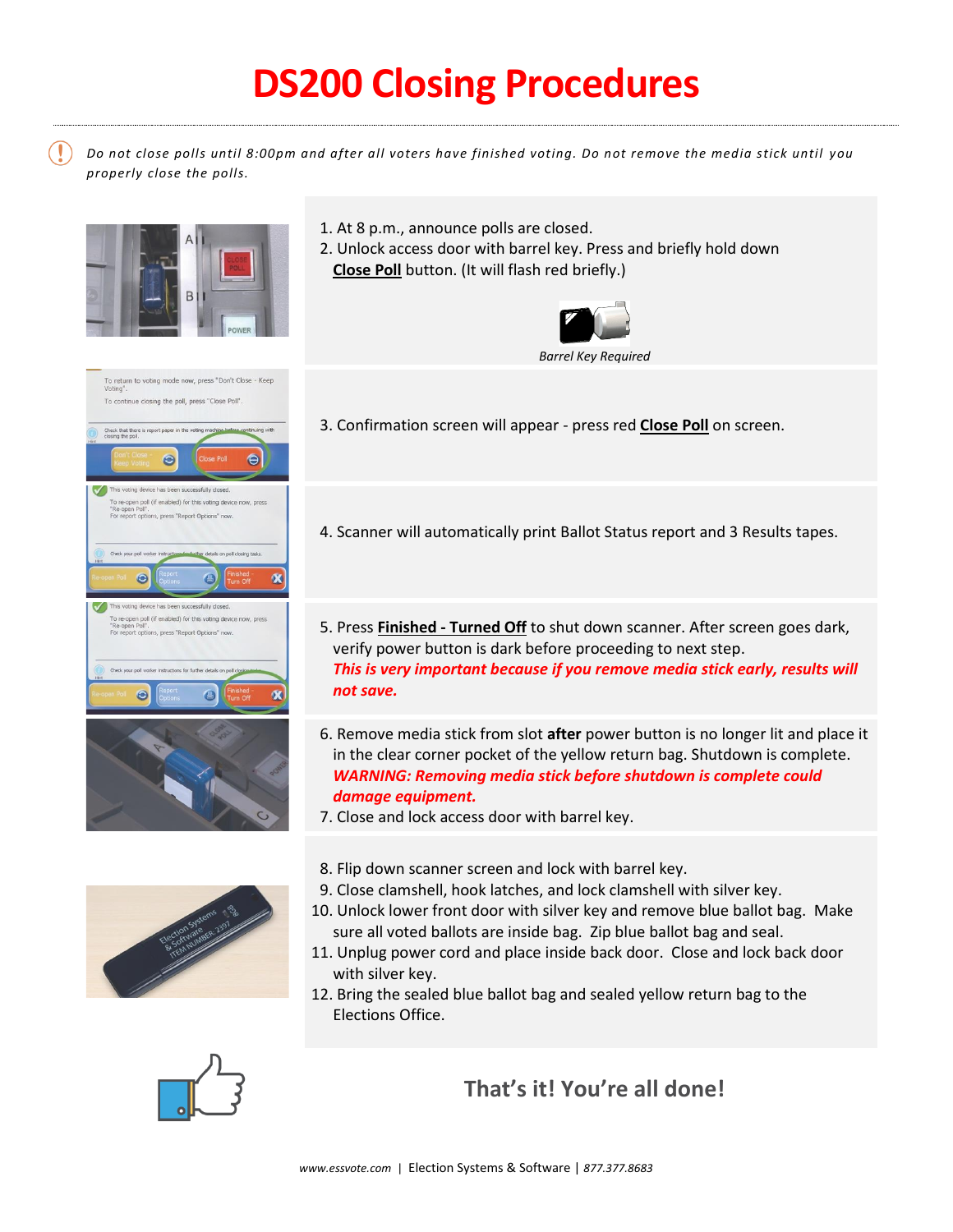# DS200 Closing Procedures

*Do not close polls until 8:00pm and after all voters have finished voting. Do not remove the media stick until you properly close the polls.*

1. At 8 p.m., announce polls are closed.
2. Unlock access door with barrel key. Press and briefly hold down **Close Poll** button. (It will flash red briefly.)

*Barrel Key Required*

3. Confirmation screen will appear - press red **Close Poll** on screen.
4. Scanner will automatically print Ballot Status report and 3 Results tapes.
5. Press **Finished - Turned Off** to shut down scanner. After screen goes dark, verify power button is dark before proceeding to next step.
   ***This is very important because if you remove media stick early, results will not save.***
6. Remove media stick from slot **after** power button is no longer lit and place it in the clear corner pocket of the yellow return bag. Shutdown is complete.
   ***WARNING: Removing media stick before shutdown is complete could damage equipment.***
7. Close and lock access door with barrel key.
8. Flip down scanner screen and lock with barrel key.
9. Close clamshell, hook latches, and lock clamshell with silver key.
10. Unlock lower front door with silver key and remove blue ballot bag. Make sure all voted ballots are inside bag. Zip blue ballot bag and seal.
11. Unplug power cord and place inside back door. Close and lock back door with silver key.
12. Bring the sealed blue ballot bag and sealed yellow return bag to the Elections Office.

**That's it! You're all done!**

*www.essvote.com* | Election Systems & Software | *877.377.8683*